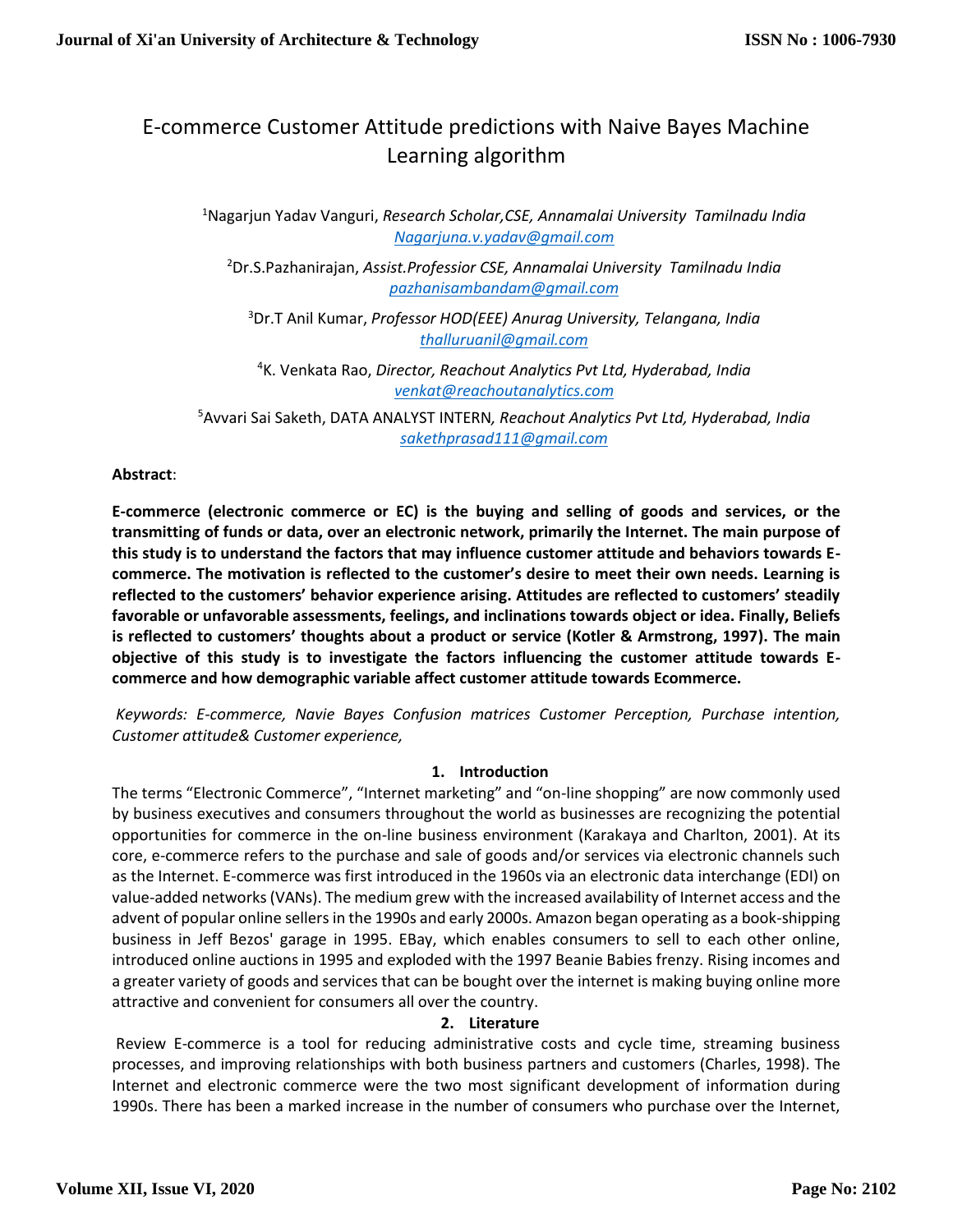# E-commerce Customer Attitude predictions with Naive Bayes Machine Learning algorithm

[1]Nagarjun Yadav Vanguri, *Research Scholar,CSE, Annamalai University Tamilnadu India*
Nagarjuna.v.yadav@gmail.com

[2]Dr.S.Pazhanirajan, *Assist.Professior CSE, Annamalai University Tamilnadu India*
pazhanisambandam@gmail.com

[3]Dr.T Anil Kumar, *Professor HOD(EEE) Anurag University, Telangana, India*
thalluruanil@gmail.com

[4]K. Venkata Rao, *Director, Reachout Analytics Pvt Ltd, Hyderabad, India*
venkat@reachoutanalytics.com

[5]Avvari Sai Saketh, DATA ANALYST INTERN*, Reachout Analytics Pvt Ltd, Hyderabad, India*
sakethprasad111@gmail.com

**Abstract**:

**E-commerce (electronic commerce or EC) is the buying and selling of goods and services, or the transmitting of funds or data, over an electronic network, primarily the Internet. The main purpose of this study is to understand the factors that may influence customer attitude and behaviors towards E-commerce. The motivation is reflected to the customer's desire to meet their own needs. Learning is reflected to the customers' behavior experience arising. Attitudes are reflected to customers' steadily favorable or unfavorable assessments, feelings, and inclinations towards object or idea. Finally, Beliefs is reflected to customers' thoughts about a product or service (Kotler & Armstrong, 1997). The main objective of this study is to investigate the factors influencing the customer attitude towards E-commerce and how demographic variable affect customer attitude towards Ecommerce.**

*Keywords: E-commerce, Navie Bayes Confusion matrices Customer Perception, Purchase intention, Customer attitude& Customer experience,*

## 1. Introduction

The terms "Electronic Commerce", "Internet marketing" and "on-line shopping" are now commonly used by business executives and consumers throughout the world as businesses are recognizing the potential opportunities for commerce in the on-line business environment (Karakaya and Charlton, 2001). At its core, e-commerce refers to the purchase and sale of goods and/or services via electronic channels such as the Internet. E-commerce was first introduced in the 1960s via an electronic data interchange (EDI) on value-added networks (VANs). The medium grew with the increased availability of Internet access and the advent of popular online sellers in the 1990s and early 2000s. Amazon began operating as a book-shipping business in Jeff Bezos' garage in 1995. EBay, which enables consumers to sell to each other online, introduced online auctions in 1995 and exploded with the 1997 Beanie Babies frenzy. Rising incomes and a greater variety of goods and services that can be bought over the internet is making buying online more attractive and convenient for consumers all over the country.

## 2. Literature

Review E-commerce is a tool for reducing administrative costs and cycle time, streaming business processes, and improving relationships with both business partners and customers (Charles, 1998). The Internet and electronic commerce were the two most significant development of information during 1990s. There has been a marked increase in the number of consumers who purchase over the Internet,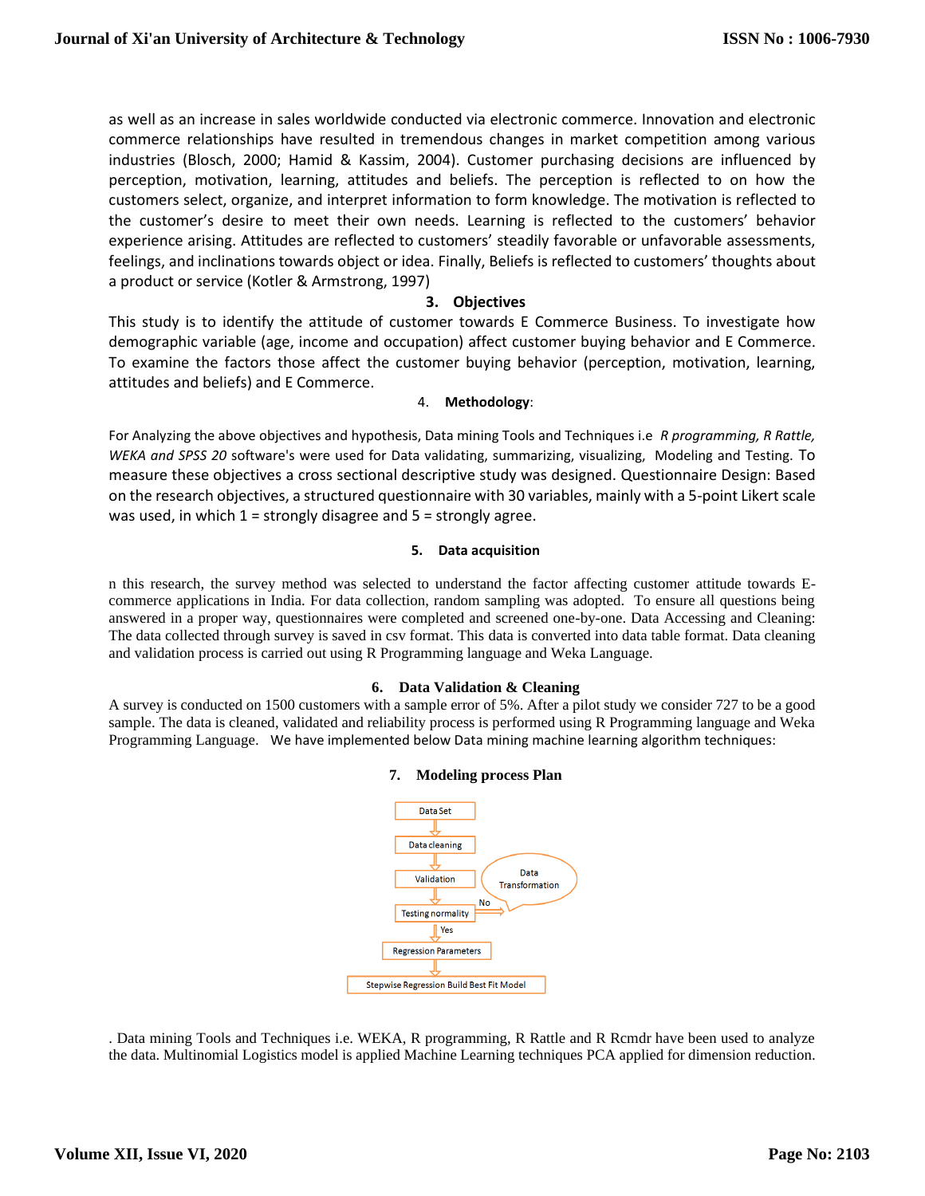as well as an increase in sales worldwide conducted via electronic commerce. Innovation and electronic commerce relationships have resulted in tremendous changes in market competition among various industries (Blosch, 2000; Hamid & Kassim, 2004). Customer purchasing decisions are influenced by perception, motivation, learning, attitudes and beliefs. The perception is reflected to on how the customers select, organize, and interpret information to form knowledge. The motivation is reflected to the customer's desire to meet their own needs. Learning is reflected to the customers' behavior experience arising. Attitudes are reflected to customers' steadily favorable or unfavorable assessments, feelings, and inclinations towards object or idea. Finally, Beliefs is reflected to customers' thoughts about a product or service (Kotler & Armstrong, 1997)

## 3. Objectives

This study is to identify the attitude of customer towards E Commerce Business. To investigate how demographic variable (age, income and occupation) affect customer buying behavior and E Commerce. To examine the factors those affect the customer buying behavior (perception, motivation, learning, attitudes and beliefs) and E Commerce.

## 4. Methodology:

For Analyzing the above objectives and hypothesis, Data mining Tools and Techniques i.e *R programming, R Rattle, WEKA and SPSS 20* software's were used for Data validating, summarizing, visualizing, Modeling and Testing. To measure these objectives a cross sectional descriptive study was designed. Questionnaire Design: Based on the research objectives, a structured questionnaire with 30 variables, mainly with a 5-point Likert scale was used, in which 1 = strongly disagree and 5 = strongly agree.

## 5. Data acquisition

n this research, the survey method was selected to understand the factor affecting customer attitude towards E-commerce applications in India. For data collection, random sampling was adopted. To ensure all questions being answered in a proper way, questionnaires were completed and screened one-by-one. Data Accessing and Cleaning: The data collected through survey is saved in csv format. This data is converted into data table format. Data cleaning and validation process is carried out using R Programming language and Weka Language.

## 6. Data Validation & Cleaning

A survey is conducted on 1500 customers with a sample error of 5%. After a pilot study we consider 727 to be a good sample. The data is cleaned, validated and reliability process is performed using R Programming language and Weka Programming Language. We have implemented below Data mining machine learning algorithm techniques:

## 7. Modeling process Plan

Data Set → Data cleaning → Validation → Testing normality → (No) Data Transformation; (Yes) Regression Parameters → Stepwise Regression Build Best Fit Model

. Data mining Tools and Techniques i.e. WEKA, R programming, R Rattle and R Rcmdr have been used to analyze the data. Multinomial Logistics model is applied Machine Learning techniques PCA applied for dimension reduction.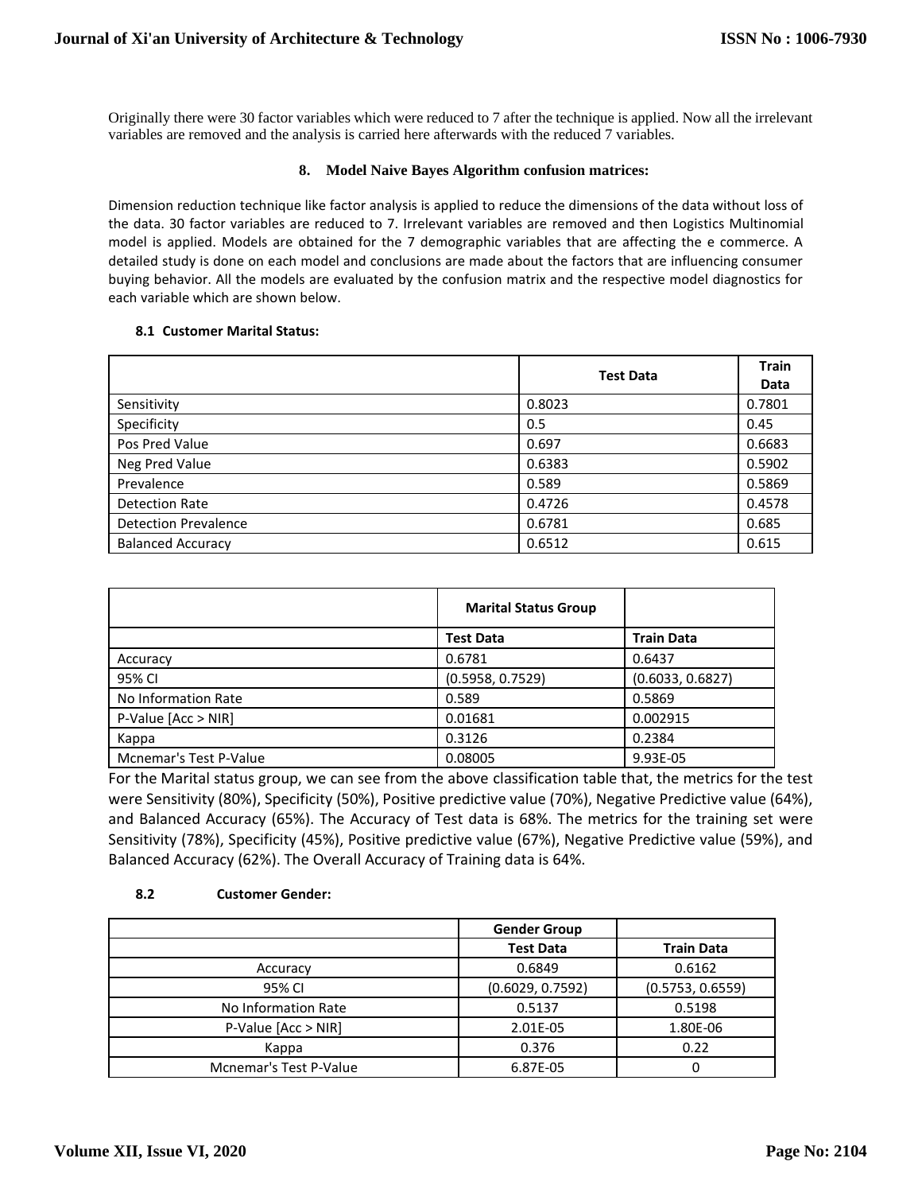Originally there were 30 factor variables which were reduced to 7 after the technique is applied. Now all the irrelevant variables are removed and the analysis is carried here afterwards with the reduced 7 variables.

## 8. Model Naive Bayes Algorithm confusion matrices:

Dimension reduction technique like factor analysis is applied to reduce the dimensions of the data without loss of the data. 30 factor variables are reduced to 7. Irrelevant variables are removed and then Logistics Multinomial model is applied. Models are obtained for the 7 demographic variables that are affecting the e commerce. A detailed study is done on each model and conclusions are made about the factors that are influencing consumer buying behavior. All the models are evaluated by the confusion matrix and the respective model diagnostics for each variable which are shown below.

### 8.1 Customer Marital Status:

| | Test Data | Train Data |
|---|---|---|
| Sensitivity | 0.8023 | 0.7801 |
| Specificity | 0.5 | 0.45 |
| Pos Pred Value | 0.697 | 0.6683 |
| Neg Pred Value | 0.6383 | 0.5902 |
| Prevalence | 0.589 | 0.5869 |
| Detection Rate | 0.4726 | 0.4578 |
| Detection Prevalence | 0.6781 | 0.685 |
| Balanced Accuracy | 0.6512 | 0.615 |

| | Marital Status Group | |
|---|---|---|
| | Test Data | Train Data |
| Accuracy | 0.6781 | 0.6437 |
| 95% CI | (0.5958, 0.7529) | (0.6033, 0.6827) |
| No Information Rate | 0.589 | 0.5869 |
| P-Value [Acc > NIR] | 0.01681 | 0.002915 |
| Kappa | 0.3126 | 0.2384 |
| Mcnemar's Test P-Value | 0.08005 | 9.93E-05 |

For the Marital status group, we can see from the above classification table that, the metrics for the test were Sensitivity (80%), Specificity (50%), Positive predictive value (70%), Negative Predictive value (64%), and Balanced Accuracy (65%). The Accuracy of Test data is 68%. The metrics for the training set were Sensitivity (78%), Specificity (45%), Positive predictive value (67%), Negative Predictive value (59%), and Balanced Accuracy (62%). The Overall Accuracy of Training data is 64%.

### 8.2 Customer Gender:

| | Gender Group | |
|---|---|---|
| | Test Data | Train Data |
| Accuracy | 0.6849 | 0.6162 |
| 95% CI | (0.6029, 0.7592) | (0.5753, 0.6559) |
| No Information Rate | 0.5137 | 0.5198 |
| P-Value [Acc > NIR] | 2.01E-05 | 1.80E-06 |
| Kappa | 0.376 | 0.22 |
| Mcnemar's Test P-Value | 6.87E-05 | 0 |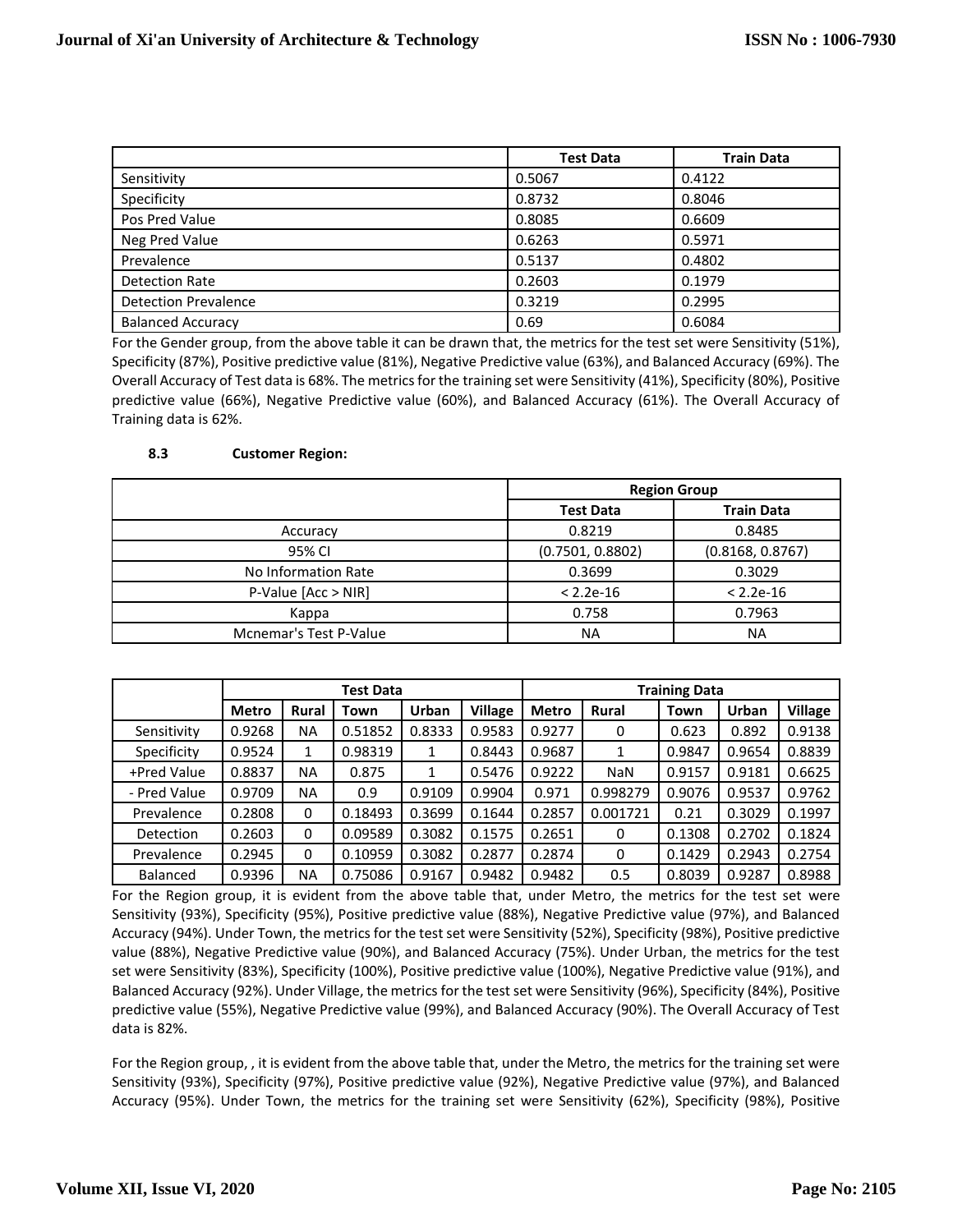| | Test Data | Train Data |
|---|---|---|
| Sensitivity | 0.5067 | 0.4122 |
| Specificity | 0.8732 | 0.8046 |
| Pos Pred Value | 0.8085 | 0.6609 |
| Neg Pred Value | 0.6263 | 0.5971 |
| Prevalence | 0.5137 | 0.4802 |
| Detection Rate | 0.2603 | 0.1979 |
| Detection Prevalence | 0.3219 | 0.2995 |
| Balanced Accuracy | 0.69 | 0.6084 |

For the Gender group, from the above table it can be drawn that, the metrics for the test set were Sensitivity (51%), Specificity (87%), Positive predictive value (81%), Negative Predictive value (63%), and Balanced Accuracy (69%). The Overall Accuracy of Test data is 68%. The metrics for the training set were Sensitivity (41%), Specificity (80%), Positive predictive value (66%), Negative Predictive value (60%), and Balanced Accuracy (61%). The Overall Accuracy of Training data is 62%.

### 8.3 Customer Region:

| | Region Group | |
|---|---|---|
| | Test Data | Train Data |
| Accuracy | 0.8219 | 0.8485 |
| 95% CI | (0.7501, 0.8802) | (0.8168, 0.8767) |
| No Information Rate | 0.3699 | 0.3029 |
| P-Value [Acc > NIR] | < 2.2e-16 | < 2.2e-16 |
| Kappa | 0.758 | 0.7963 |
| Mcnemar's Test P-Value | NA | NA |

| | Test Data | | | | | Training Data | | | | |
|---|---|---|---|---|---|---|---|---|---|---|
| | Metro | Rural | Town | Urban | Village | Metro | Rural | Town | Urban | Village |
| Sensitivity | 0.9268 | NA | 0.51852 | 0.8333 | 0.9583 | 0.9277 | 0 | 0.623 | 0.892 | 0.9138 |
| Specificity | 0.9524 | 1 | 0.98319 | 1 | 0.8443 | 0.9687 | 1 | 0.9847 | 0.9654 | 0.8839 |
| +Pred Value | 0.8837 | NA | 0.875 | 1 | 0.5476 | 0.9222 | NaN | 0.9157 | 0.9181 | 0.6625 |
| - Pred Value | 0.9709 | NA | 0.9 | 0.9109 | 0.9904 | 0.971 | 0.998279 | 0.9076 | 0.9537 | 0.9762 |
| Prevalence | 0.2808 | 0 | 0.18493 | 0.3699 | 0.1644 | 0.2857 | 0.001721 | 0.21 | 0.3029 | 0.1997 |
| Detection | 0.2603 | 0 | 0.09589 | 0.3082 | 0.1575 | 0.2651 | 0 | 0.1308 | 0.2702 | 0.1824 |
| Prevalence | 0.2945 | 0 | 0.10959 | 0.3082 | 0.2877 | 0.2874 | 0 | 0.1429 | 0.2943 | 0.2754 |
| Balanced | 0.9396 | NA | 0.75086 | 0.9167 | 0.9482 | 0.9482 | 0.5 | 0.8039 | 0.9287 | 0.8988 |

For the Region group, it is evident from the above table that, under Metro, the metrics for the test set were Sensitivity (93%), Specificity (95%), Positive predictive value (88%), Negative Predictive value (97%), and Balanced Accuracy (94%). Under Town, the metrics for the test set were Sensitivity (52%), Specificity (98%), Positive predictive value (88%), Negative Predictive value (90%), and Balanced Accuracy (75%). Under Urban, the metrics for the test set were Sensitivity (83%), Specificity (100%), Positive predictive value (100%), Negative Predictive value (91%), and Balanced Accuracy (92%). Under Village, the metrics for the test set were Sensitivity (96%), Specificity (84%), Positive predictive value (55%), Negative Predictive value (99%), and Balanced Accuracy (90%). The Overall Accuracy of Test data is 82%.

For the Region group, , it is evident from the above table that, under the Metro, the metrics for the training set were Sensitivity (93%), Specificity (97%), Positive predictive value (92%), Negative Predictive value (97%), and Balanced Accuracy (95%). Under Town, the metrics for the training set were Sensitivity (62%), Specificity (98%), Positive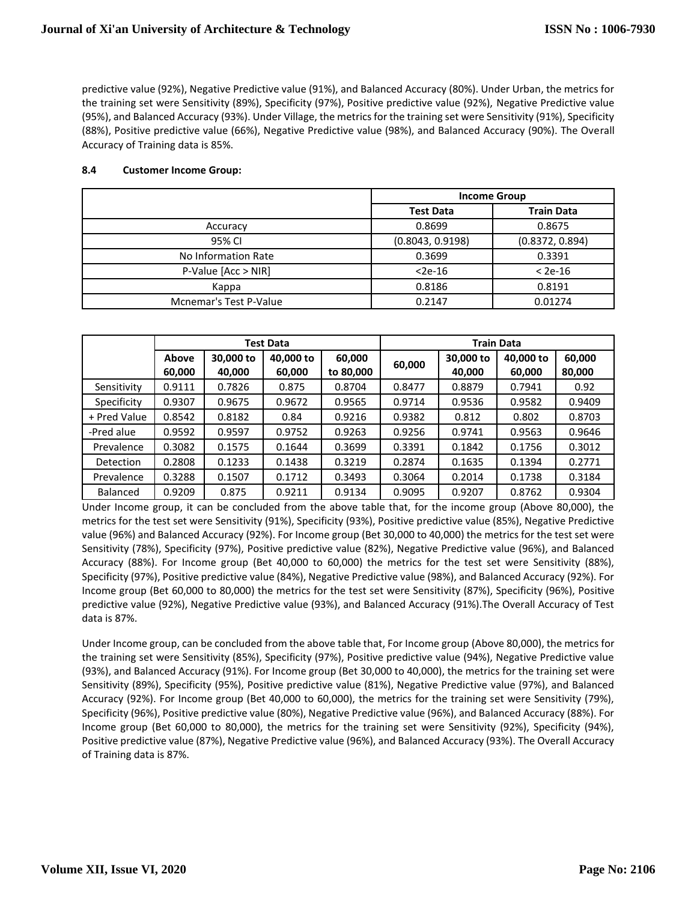predictive value (92%), Negative Predictive value (91%), and Balanced Accuracy (80%). Under Urban, the metrics for the training set were Sensitivity (89%), Specificity (97%), Positive predictive value (92%), Negative Predictive value (95%), and Balanced Accuracy (93%). Under Village, the metrics for the training set were Sensitivity (91%), Specificity (88%), Positive predictive value (66%), Negative Predictive value (98%), and Balanced Accuracy (90%). The Overall Accuracy of Training data is 85%.

### 8.4 Customer Income Group:

| | Income Group | |
|---|---|---|
| | **Test Data** | **Train Data** |
| Accuracy | 0.8699 | 0.8675 |
| 95% CI | (0.8043, 0.9198) | (0.8372, 0.894) |
| No Information Rate | 0.3699 | 0.3391 |
| P-Value [Acc > NIR] | <2e-16 | < 2e-16 |
| Kappa | 0.8186 | 0.8191 |
| Mcnemar's Test P-Value | 0.2147 | 0.01274 |

| | Test Data | | | | Train Data | | | |
|---|---|---|---|---|---|---|---|---|
| | **Above 60,000** | **30,000 to 40,000** | **40,000 to 60,000** | **60,000 to 80,000** | **60,000** | **30,000 to 40,000** | **40,000 to 60,000** | **60,000 80,000** |
| Sensitivity | 0.9111 | 0.7826 | 0.875 | 0.8704 | 0.8477 | 0.8879 | 0.7941 | 0.92 |
| Specificity | 0.9307 | 0.9675 | 0.9672 | 0.9565 | 0.9714 | 0.9536 | 0.9582 | 0.9409 |
| + Pred Value | 0.8542 | 0.8182 | 0.84 | 0.9216 | 0.9382 | 0.812 | 0.802 | 0.8703 |
| -Pred alue | 0.9592 | 0.9597 | 0.9752 | 0.9263 | 0.9256 | 0.9741 | 0.9563 | 0.9646 |
| Prevalence | 0.3082 | 0.1575 | 0.1644 | 0.3699 | 0.3391 | 0.1842 | 0.1756 | 0.3012 |
| Detection | 0.2808 | 0.1233 | 0.1438 | 0.3219 | 0.2874 | 0.1635 | 0.1394 | 0.2771 |
| Prevalence | 0.3288 | 0.1507 | 0.1712 | 0.3493 | 0.3064 | 0.2014 | 0.1738 | 0.3184 |
| Balanced | 0.9209 | 0.875 | 0.9211 | 0.9134 | 0.9095 | 0.9207 | 0.8762 | 0.9304 |

Under Income group, it can be concluded from the above table that, for the income group (Above 80,000), the metrics for the test set were Sensitivity (91%), Specificity (93%), Positive predictive value (85%), Negative Predictive value (96%) and Balanced Accuracy (92%). For Income group (Bet 30,000 to 40,000) the metrics for the test set were Sensitivity (78%), Specificity (97%), Positive predictive value (82%), Negative Predictive value (96%), and Balanced Accuracy (88%). For Income group (Bet 40,000 to 60,000) the metrics for the test set were Sensitivity (88%), Specificity (97%), Positive predictive value (84%), Negative Predictive value (98%), and Balanced Accuracy (92%). For Income group (Bet 60,000 to 80,000) the metrics for the test set were Sensitivity (87%), Specificity (96%), Positive predictive value (92%), Negative Predictive value (93%), and Balanced Accuracy (91%).The Overall Accuracy of Test data is 87%.

Under Income group, can be concluded from the above table that, For Income group (Above 80,000), the metrics for the training set were Sensitivity (85%), Specificity (97%), Positive predictive value (94%), Negative Predictive value (93%), and Balanced Accuracy (91%). For Income group (Bet 30,000 to 40,000), the metrics for the training set were Sensitivity (89%), Specificity (95%), Positive predictive value (81%), Negative Predictive value (97%), and Balanced Accuracy (92%). For Income group (Bet 40,000 to 60,000), the metrics for the training set were Sensitivity (79%), Specificity (96%), Positive predictive value (80%), Negative Predictive value (96%), and Balanced Accuracy (88%). For Income group (Bet 60,000 to 80,000), the metrics for the training set were Sensitivity (92%), Specificity (94%), Positive predictive value (87%), Negative Predictive value (96%), and Balanced Accuracy (93%). The Overall Accuracy of Training data is 87%.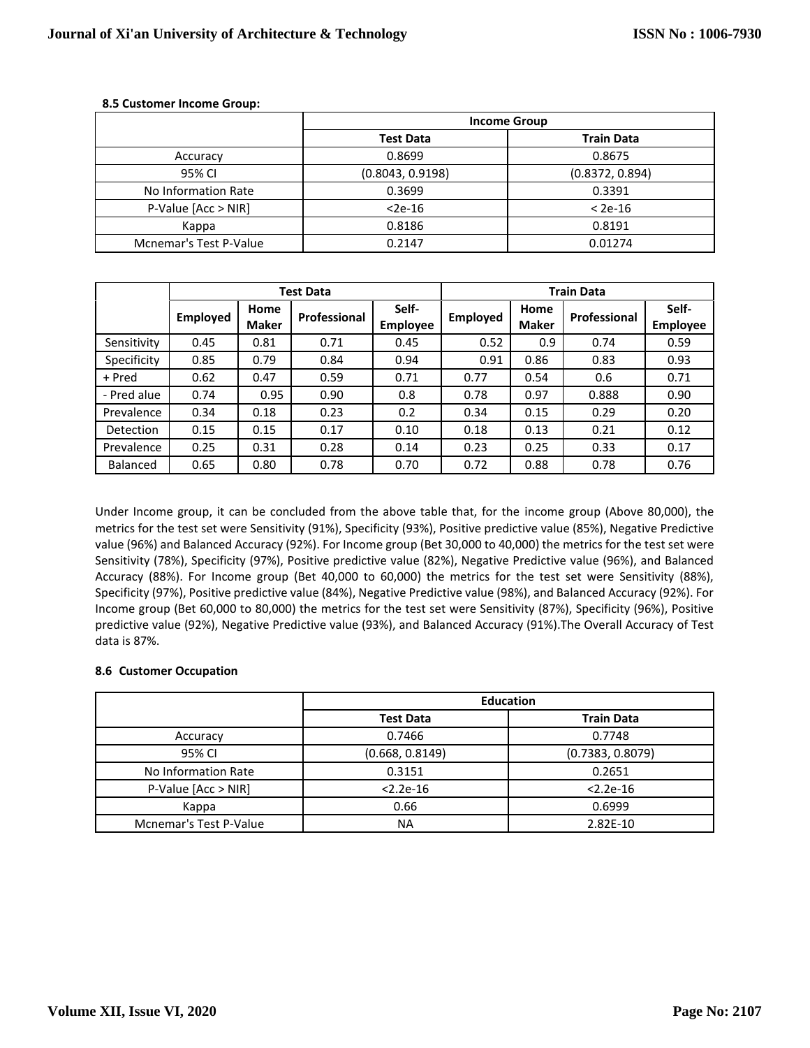**8.5 Customer Income Group:**

| | Income Group | |
|---|---|---|
| | **Test Data** | **Train Data** |
| Accuracy | 0.8699 | 0.8675 |
| 95% CI | (0.8043, 0.9198) | (0.8372, 0.894) |
| No Information Rate | 0.3699 | 0.3391 |
| P-Value [Acc > NIR] | <2e-16 | < 2e-16 |
| Kappa | 0.8186 | 0.8191 |
| Mcnemar's Test P-Value | 0.2147 | 0.01274 |

| | Test Data | | | | Train Data | | | |
|---|---|---|---|---|---|---|---|---|
| | **Employed** | **Home Maker** | **Professional** | **Self-Employee** | **Employed** | **Home Maker** | **Professional** | **Self-Employee** |
| Sensitivity | 0.45 | 0.81 | 0.71 | 0.45 | 0.52 | 0.9 | 0.74 | 0.59 |
| Specificity | 0.85 | 0.79 | 0.84 | 0.94 | 0.91 | 0.86 | 0.83 | 0.93 |
| + Pred | 0.62 | 0.47 | 0.59 | 0.71 | 0.77 | 0.54 | 0.6 | 0.71 |
| - Pred alue | 0.74 | 0.95 | 0.90 | 0.8 | 0.78 | 0.97 | 0.888 | 0.90 |
| Prevalence | 0.34 | 0.18 | 0.23 | 0.2 | 0.34 | 0.15 | 0.29 | 0.20 |
| Detection | 0.15 | 0.15 | 0.17 | 0.10 | 0.18 | 0.13 | 0.21 | 0.12 |
| Prevalence | 0.25 | 0.31 | 0.28 | 0.14 | 0.23 | 0.25 | 0.33 | 0.17 |
| Balanced | 0.65 | 0.80 | 0.78 | 0.70 | 0.72 | 0.88 | 0.78 | 0.76 |

Under Income group, it can be concluded from the above table that, for the income group (Above 80,000), the metrics for the test set were Sensitivity (91%), Specificity (93%), Positive predictive value (85%), Negative Predictive value (96%) and Balanced Accuracy (92%). For Income group (Bet 30,000 to 40,000) the metrics for the test set were Sensitivity (78%), Specificity (97%), Positive predictive value (82%), Negative Predictive value (96%), and Balanced Accuracy (88%). For Income group (Bet 40,000 to 60,000) the metrics for the test set were Sensitivity (88%), Specificity (97%), Positive predictive value (84%), Negative Predictive value (98%), and Balanced Accuracy (92%). For Income group (Bet 60,000 to 80,000) the metrics for the test set were Sensitivity (87%), Specificity (96%), Positive predictive value (92%), Negative Predictive value (93%), and Balanced Accuracy (91%).The Overall Accuracy of Test data is 87%.

**8.6 Customer Occupation**

| | Education | |
|---|---|---|
| | **Test Data** | **Train Data** |
| Accuracy | 0.7466 | 0.7748 |
| 95% CI | (0.668, 0.8149) | (0.7383, 0.8079) |
| No Information Rate | 0.3151 | 0.2651 |
| P-Value [Acc > NIR] | <2.2e-16 | <2.2e-16 |
| Kappa | 0.66 | 0.6999 |
| Mcnemar's Test P-Value | NA | 2.82E-10 |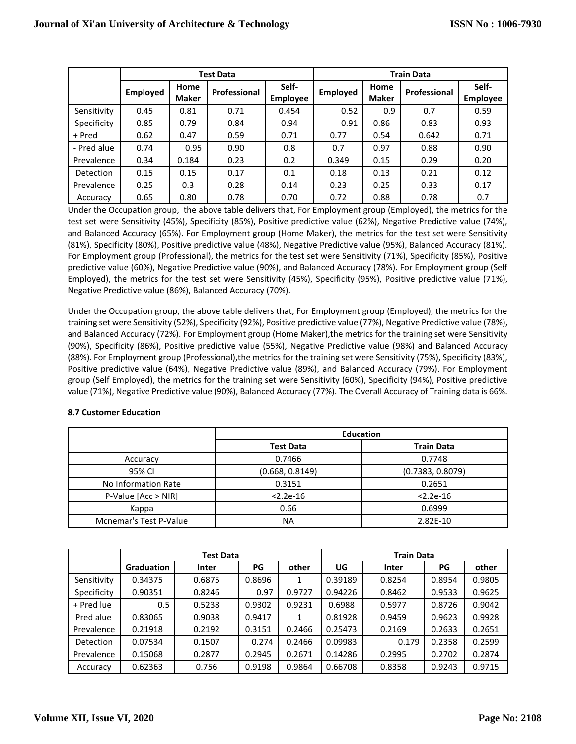| | Test Data | | | | Train Data | | | |
|---|---|---|---|---|---|---|---|---|
| | Employed | Home Maker | Professional | Self-Employee | Employed | Home Maker | Professional | Self-Employee |
| Sensitivity | 0.45 | 0.81 | 0.71 | 0.454 | 0.52 | 0.9 | 0.7 | 0.59 |
| Specificity | 0.85 | 0.79 | 0.84 | 0.94 | 0.91 | 0.86 | 0.83 | 0.93 |
| + Pred | 0.62 | 0.47 | 0.59 | 0.71 | 0.77 | 0.54 | 0.642 | 0.71 |
| - Pred alue | 0.74 | 0.95 | 0.90 | 0.8 | 0.7 | 0.97 | 0.88 | 0.90 |
| Prevalence | 0.34 | 0.184 | 0.23 | 0.2 | 0.349 | 0.15 | 0.29 | 0.20 |
| Detection | 0.15 | 0.15 | 0.17 | 0.1 | 0.18 | 0.13 | 0.21 | 0.12 |
| Prevalence | 0.25 | 0.3 | 0.28 | 0.14 | 0.23 | 0.25 | 0.33 | 0.17 |
| Accuracy | 0.65 | 0.80 | 0.78 | 0.70 | 0.72 | 0.88 | 0.78 | 0.7 |

Under the Occupation group, the above table delivers that, For Employment group (Employed), the metrics for the test set were Sensitivity (45%), Specificity (85%), Positive predictive value (62%), Negative Predictive value (74%), and Balanced Accuracy (65%). For Employment group (Home Maker), the metrics for the test set were Sensitivity (81%), Specificity (80%), Positive predictive value (48%), Negative Predictive value (95%), Balanced Accuracy (81%). For Employment group (Professional), the metrics for the test set were Sensitivity (71%), Specificity (85%), Positive predictive value (60%), Negative Predictive value (90%), and Balanced Accuracy (78%). For Employment group (Self Employed), the metrics for the test set were Sensitivity (45%), Specificity (95%), Positive predictive value (71%), Negative Predictive value (86%), Balanced Accuracy (70%).

Under the Occupation group, the above table delivers that, For Employment group (Employed), the metrics for the training set were Sensitivity (52%), Specificity (92%), Positive predictive value (77%), Negative Predictive value (78%), and Balanced Accuracy (72%). For Employment group (Home Maker),the metrics for the training set were Sensitivity (90%), Specificity (86%), Positive predictive value (55%), Negative Predictive value (98%) and Balanced Accuracy (88%). For Employment group (Professional),the metrics for the training set were Sensitivity (75%), Specificity (83%), Positive predictive value (64%), Negative Predictive value (89%), and Balanced Accuracy (79%). For Employment group (Self Employed), the metrics for the training set were Sensitivity (60%), Specificity (94%), Positive predictive value (71%), Negative Predictive value (90%), Balanced Accuracy (77%). The Overall Accuracy of Training data is 66%.

**8.7 Customer Education**

| | Education | |
|---|---|---|
| | Test Data | Train Data |
| Accuracy | 0.7466 | 0.7748 |
| 95% CI | (0.668, 0.8149) | (0.7383, 0.8079) |
| No Information Rate | 0.3151 | 0.2651 |
| P-Value [Acc > NIR] | <2.2e-16 | <2.2e-16 |
| Kappa | 0.66 | 0.6999 |
| Mcnemar's Test P-Value | NA | 2.82E-10 |

| | Test Data | | | | Train Data | | | |
|---|---|---|---|---|---|---|---|---|
| | Graduation | Inter | PG | other | UG | Inter | PG | other |
| Sensitivity | 0.34375 | 0.6875 | 0.8696 | 1 | 0.39189 | 0.8254 | 0.8954 | 0.9805 |
| Specificity | 0.90351 | 0.8246 | 0.97 | 0.9727 | 0.94226 | 0.8462 | 0.9533 | 0.9625 |
| + Pred lue | 0.5 | 0.5238 | 0.9302 | 0.9231 | 0.6988 | 0.5977 | 0.8726 | 0.9042 |
| Pred alue | 0.83065 | 0.9038 | 0.9417 | 1 | 0.81928 | 0.9459 | 0.9623 | 0.9928 |
| Prevalence | 0.21918 | 0.2192 | 0.3151 | 0.2466 | 0.25473 | 0.2169 | 0.2633 | 0.2651 |
| Detection | 0.07534 | 0.1507 | 0.274 | 0.2466 | 0.09983 | 0.179 | 0.2358 | 0.2599 |
| Prevalence | 0.15068 | 0.2877 | 0.2945 | 0.2671 | 0.14286 | 0.2995 | 0.2702 | 0.2874 |
| Accuracy | 0.62363 | 0.756 | 0.9198 | 0.9864 | 0.66708 | 0.8358 | 0.9243 | 0.9715 |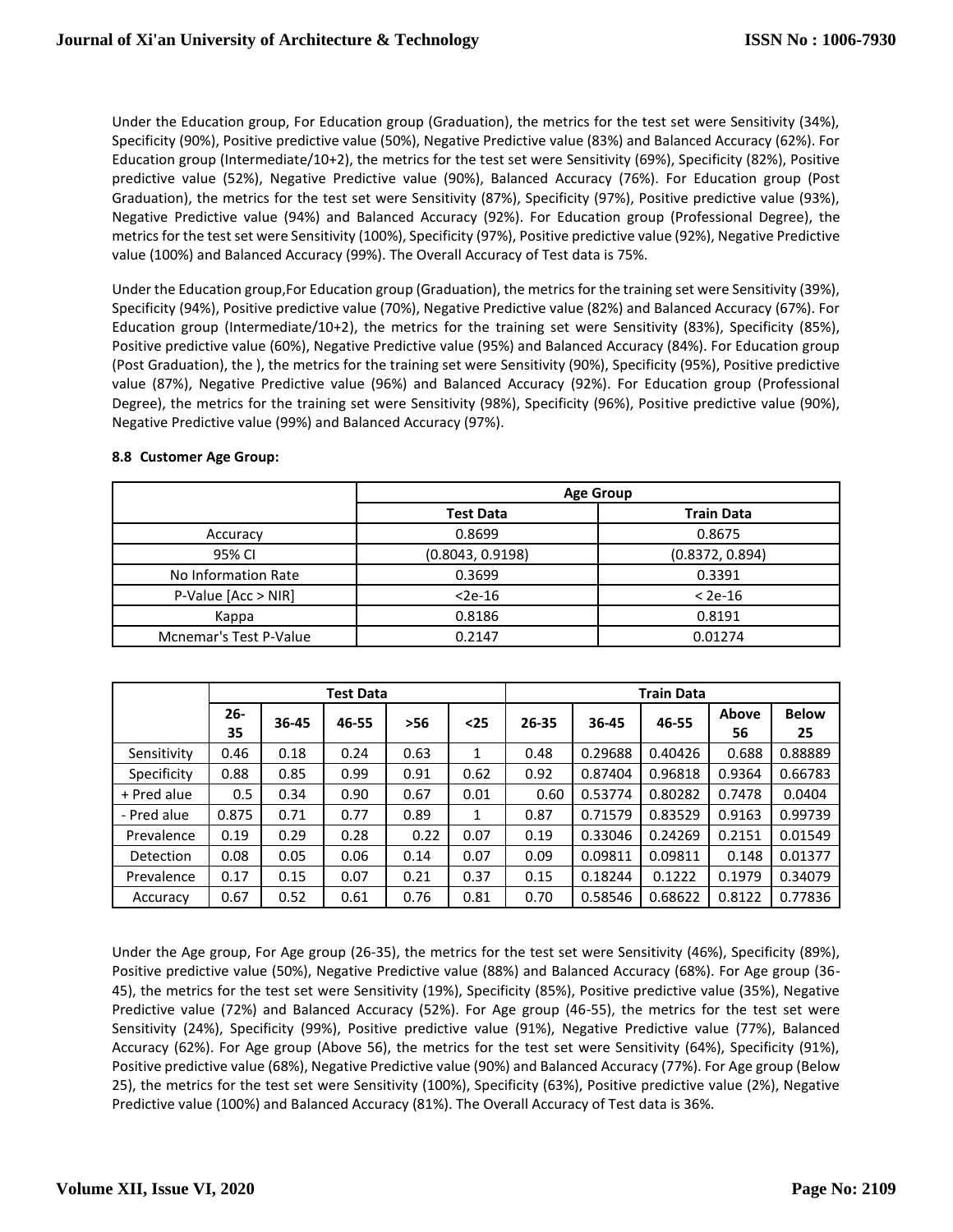Under the Education group, For Education group (Graduation), the metrics for the test set were Sensitivity (34%), Specificity (90%), Positive predictive value (50%), Negative Predictive value (83%) and Balanced Accuracy (62%). For Education group (Intermediate/10+2), the metrics for the test set were Sensitivity (69%), Specificity (82%), Positive predictive value (52%), Negative Predictive value (90%), Balanced Accuracy (76%). For Education group (Post Graduation), the metrics for the test set were Sensitivity (87%), Specificity (97%), Positive predictive value (93%), Negative Predictive value (94%) and Balanced Accuracy (92%). For Education group (Professional Degree), the metrics for the test set were Sensitivity (100%), Specificity (97%), Positive predictive value (92%), Negative Predictive value (100%) and Balanced Accuracy (99%). The Overall Accuracy of Test data is 75%.

Under the Education group,For Education group (Graduation), the metrics for the training set were Sensitivity (39%), Specificity (94%), Positive predictive value (70%), Negative Predictive value (82%) and Balanced Accuracy (67%). For Education group (Intermediate/10+2), the metrics for the training set were Sensitivity (83%), Specificity (85%), Positive predictive value (60%), Negative Predictive value (95%) and Balanced Accuracy (84%). For Education group (Post Graduation), the ), the metrics for the training set were Sensitivity (90%), Specificity (95%), Positive predictive value (87%), Negative Predictive value (96%) and Balanced Accuracy (92%). For Education group (Professional Degree), the metrics for the training set were Sensitivity (98%), Specificity (96%), Positive predictive value (90%), Negative Predictive value (99%) and Balanced Accuracy (97%).

**8.8 Customer Age Group:**

| | Age Group | |
|---|---|---|
| | **Test Data** | **Train Data** |
| Accuracy | 0.8699 | 0.8675 |
| 95% CI | (0.8043, 0.9198) | (0.8372, 0.894) |
| No Information Rate | 0.3699 | 0.3391 |
| P-Value [Acc > NIR] | <2e-16 | < 2e-16 |
| Kappa | 0.8186 | 0.8191 |
| Mcnemar's Test P-Value | 0.2147 | 0.01274 |

| | Test Data | | | | | Train Data | | | | |
|---|---|---|---|---|---|---|---|---|---|---|
| | **26-35** | **36-45** | **46-55** | **>56** | **<25** | **26-35** | **36-45** | **46-55** | **Above 56** | **Below 25** |
| Sensitivity | 0.46 | 0.18 | 0.24 | 0.63 | 1 | 0.48 | 0.29688 | 0.40426 | 0.688 | 0.88889 |
| Specificity | 0.88 | 0.85 | 0.99 | 0.91 | 0.62 | 0.92 | 0.87404 | 0.96818 | 0.9364 | 0.66783 |
| + Pred alue | 0.5 | 0.34 | 0.90 | 0.67 | 0.01 | 0.60 | 0.53774 | 0.80282 | 0.7478 | 0.0404 |
| - Pred alue | 0.875 | 0.71 | 0.77 | 0.89 | 1 | 0.87 | 0.71579 | 0.83529 | 0.9163 | 0.99739 |
| Prevalence | 0.19 | 0.29 | 0.28 | 0.22 | 0.07 | 0.19 | 0.33046 | 0.24269 | 0.2151 | 0.01549 |
| Detection | 0.08 | 0.05 | 0.06 | 0.14 | 0.07 | 0.09 | 0.09811 | 0.09811 | 0.148 | 0.01377 |
| Prevalence | 0.17 | 0.15 | 0.07 | 0.21 | 0.37 | 0.15 | 0.18244 | 0.1222 | 0.1979 | 0.34079 |
| Accuracy | 0.67 | 0.52 | 0.61 | 0.76 | 0.81 | 0.70 | 0.58546 | 0.68622 | 0.8122 | 0.77836 |

Under the Age group, For Age group (26-35), the metrics for the test set were Sensitivity (46%), Specificity (89%), Positive predictive value (50%), Negative Predictive value (88%) and Balanced Accuracy (68%). For Age group (36-45), the metrics for the test set were Sensitivity (19%), Specificity (85%), Positive predictive value (35%), Negative Predictive value (72%) and Balanced Accuracy (52%). For Age group (46-55), the metrics for the test set were Sensitivity (24%), Specificity (99%), Positive predictive value (91%), Negative Predictive value (77%), Balanced Accuracy (62%). For Age group (Above 56), the metrics for the test set were Sensitivity (64%), Specificity (91%), Positive predictive value (68%), Negative Predictive value (90%) and Balanced Accuracy (77%). For Age group (Below 25), the metrics for the test set were Sensitivity (100%), Specificity (63%), Positive predictive value (2%), Negative Predictive value (100%) and Balanced Accuracy (81%). The Overall Accuracy of Test data is 36%.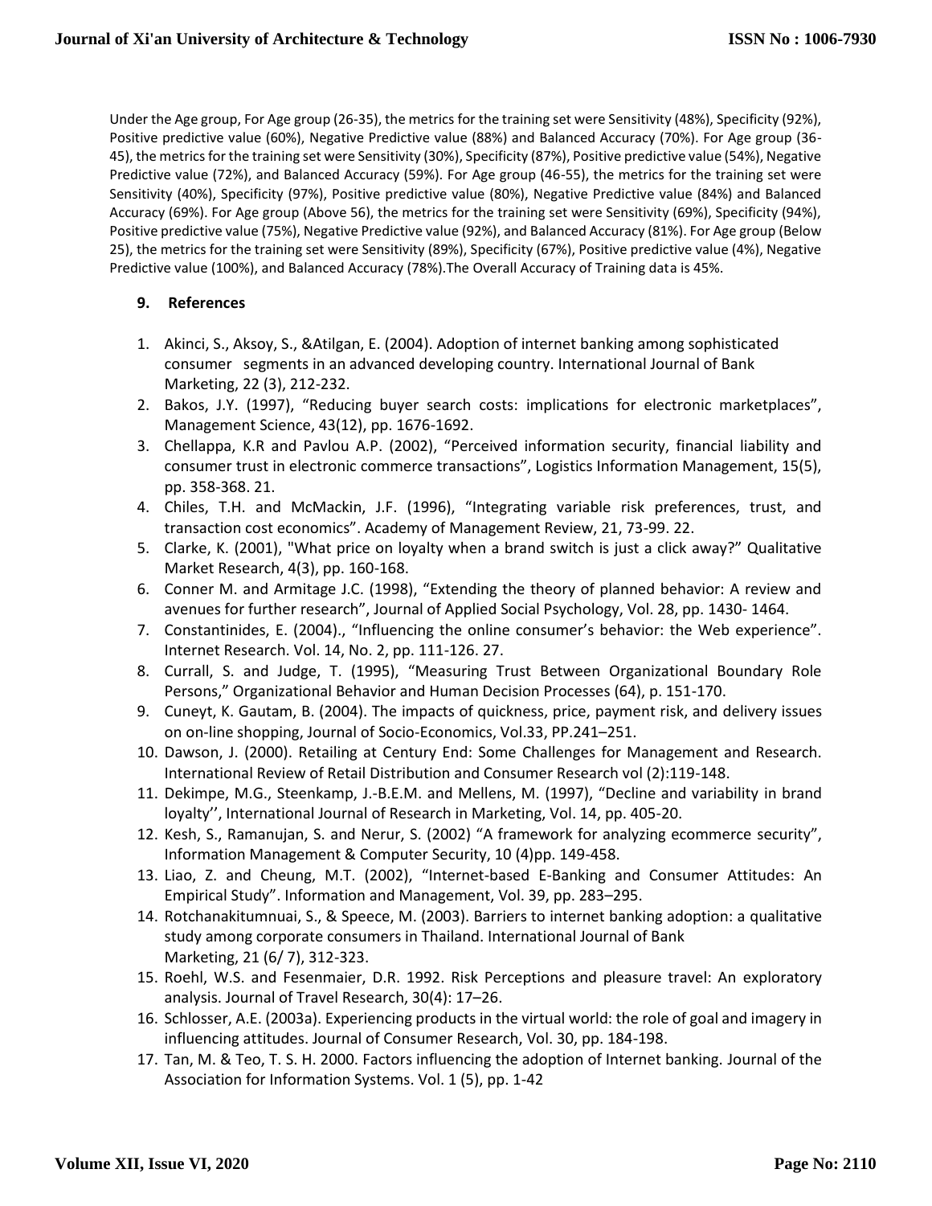Under the Age group, For Age group (26-35), the metrics for the training set were Sensitivity (48%), Specificity (92%), Positive predictive value (60%), Negative Predictive value (88%) and Balanced Accuracy (70%). For Age group (36-45), the metrics for the training set were Sensitivity (30%), Specificity (87%), Positive predictive value (54%), Negative Predictive value (72%), and Balanced Accuracy (59%). For Age group (46-55), the metrics for the training set were Sensitivity (40%), Specificity (97%), Positive predictive value (80%), Negative Predictive value (84%) and Balanced Accuracy (69%). For Age group (Above 56), the metrics for the training set were Sensitivity (69%), Specificity (94%), Positive predictive value (75%), Negative Predictive value (92%), and Balanced Accuracy (81%). For Age group (Below 25), the metrics for the training set were Sensitivity (89%), Specificity (67%), Positive predictive value (4%), Negative Predictive value (100%), and Balanced Accuracy (78%).The Overall Accuracy of Training data is 45%.

## 9. References

1. Akinci, S., Aksoy, S., &Atilgan, E. (2004). Adoption of internet banking among sophisticated consumer segments in an advanced developing country. International Journal of Bank Marketing, 22 (3), 212-232.
2. Bakos, J.Y. (1997), "Reducing buyer search costs: implications for electronic marketplaces", Management Science, 43(12), pp. 1676-1692.
3. Chellappa, K.R and Pavlou A.P. (2002), "Perceived information security, financial liability and consumer trust in electronic commerce transactions", Logistics Information Management, 15(5), pp. 358-368. 21.
4. Chiles, T.H. and McMackin, J.F. (1996), "Integrating variable risk preferences, trust, and transaction cost economics". Academy of Management Review, 21, 73-99. 22.
5. Clarke, K. (2001), "What price on loyalty when a brand switch is just a click away?" Qualitative Market Research, 4(3), pp. 160-168.
6. Conner M. and Armitage J.C. (1998), "Extending the theory of planned behavior: A review and avenues for further research", Journal of Applied Social Psychology, Vol. 28, pp. 1430- 1464.
7. Constantinides, E. (2004)., "Influencing the online consumer's behavior: the Web experience". Internet Research. Vol. 14, No. 2, pp. 111-126. 27.
8. Currall, S. and Judge, T. (1995), "Measuring Trust Between Organizational Boundary Role Persons," Organizational Behavior and Human Decision Processes (64), p. 151-170.
9. Cuneyt, K. Gautam, B. (2004). The impacts of quickness, price, payment risk, and delivery issues on on-line shopping, Journal of Socio-Economics, Vol.33, PP.241–251.
10. Dawson, J. (2000). Retailing at Century End: Some Challenges for Management and Research. International Review of Retail Distribution and Consumer Research vol (2):119-148.
11. Dekimpe, M.G., Steenkamp, J.-B.E.M. and Mellens, M. (1997), "Decline and variability in brand loyalty'', International Journal of Research in Marketing, Vol. 14, pp. 405-20.
12. Kesh, S., Ramanujan, S. and Nerur, S. (2002) "A framework for analyzing ecommerce security", Information Management & Computer Security, 10 (4)pp. 149-458.
13. Liao, Z. and Cheung, M.T. (2002), "Internet-based E-Banking and Consumer Attitudes: An Empirical Study". Information and Management, Vol. 39, pp. 283–295.
14. Rotchanakitumnuai, S., & Speece, M. (2003). Barriers to internet banking adoption: a qualitative study among corporate consumers in Thailand. International Journal of Bank Marketing, 21 (6/ 7), 312-323.
15. Roehl, W.S. and Fesenmaier, D.R. 1992. Risk Perceptions and pleasure travel: An exploratory analysis. Journal of Travel Research, 30(4): 17–26.
16. Schlosser, A.E. (2003a). Experiencing products in the virtual world: the role of goal and imagery in influencing attitudes. Journal of Consumer Research, Vol. 30, pp. 184-198.
17. Tan, M. & Teo, T. S. H. 2000. Factors influencing the adoption of Internet banking. Journal of the Association for Information Systems. Vol. 1 (5), pp. 1-42